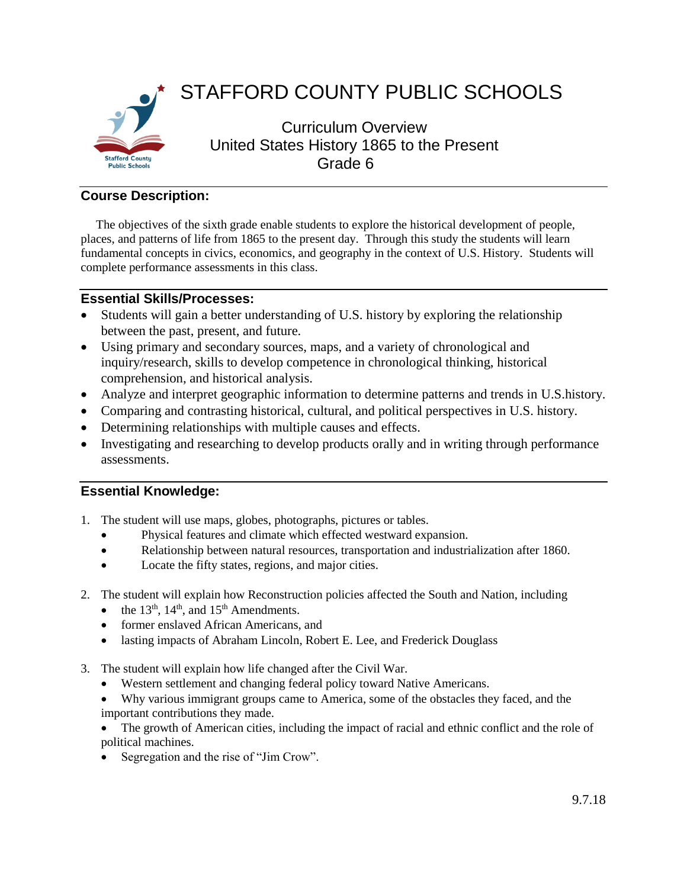# STAFFORD COUNTY PUBLIC SCHOOLS

Curriculum Overview
United States History 1865 to the Present
Grade 6

## Course Description:

The objectives of the sixth grade enable students to explore the historical development of people, places, and patterns of life from 1865 to the present day. Through this study the students will learn fundamental concepts in civics, economics, and geography in the context of U.S. History. Students will complete performance assessments in this class.

## Essential Skills/Processes:

- Students will gain a better understanding of U.S. history by exploring the relationship between the past, present, and future.
- Using primary and secondary sources, maps, and a variety of chronological and inquiry/research, skills to develop competence in chronological thinking, historical comprehension, and historical analysis.
- Analyze and interpret geographic information to determine patterns and trends in U.S.history.
- Comparing and contrasting historical, cultural, and political perspectives in U.S. history.
- Determining relationships with multiple causes and effects.
- Investigating and researching to develop products orally and in writing through performance assessments.

## Essential Knowledge:

1. The student will use maps, globes, photographs, pictures or tables.
   - Physical features and climate which effected westward expansion.
   - Relationship between natural resources, transportation and industrialization after 1860.
   - Locate the fifty states, regions, and major cities.

2. The student will explain how Reconstruction policies affected the South and Nation, including
   - the 13th, 14th, and 15th Amendments.
   - former enslaved African Americans, and
   - lasting impacts of Abraham Lincoln, Robert E. Lee, and Frederick Douglass

3. The student will explain how life changed after the Civil War.
   - Western settlement and changing federal policy toward Native Americans.
   - Why various immigrant groups came to America, some of the obstacles they faced, and the important contributions they made.
   - The growth of American cities, including the impact of racial and ethnic conflict and the role of political machines.
   - Segregation and the rise of "Jim Crow".

9.7.18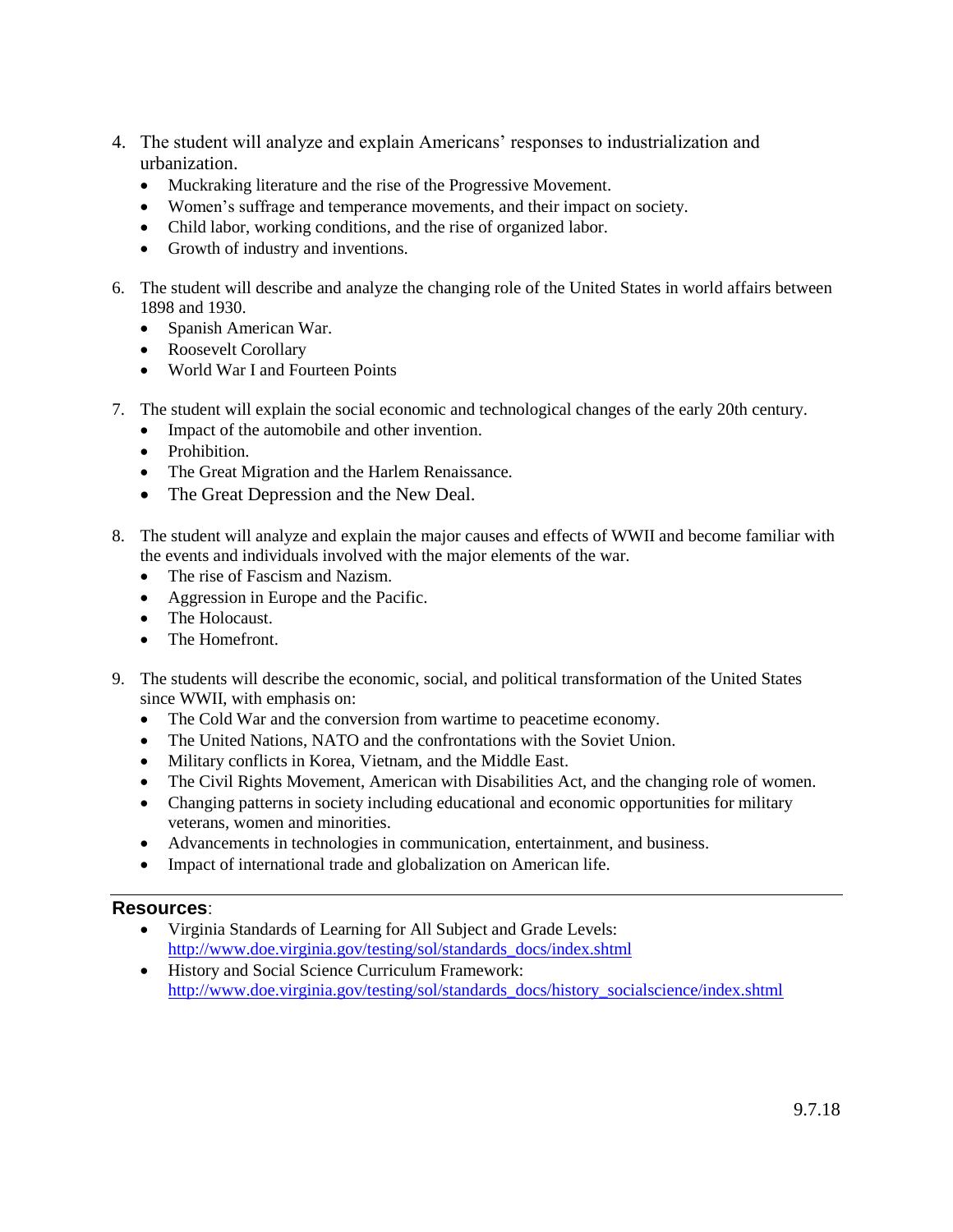4. The student will analyze and explain Americans' responses to industrialization and urbanization.
   - Muckraking literature and the rise of the Progressive Movement.
   - Women's suffrage and temperance movements, and their impact on society.
   - Child labor, working conditions, and the rise of organized labor.
   - Growth of industry and inventions.

6. The student will describe and analyze the changing role of the United States in world affairs between 1898 and 1930.
   - Spanish American War.
   - Roosevelt Corollary
   - World War I and Fourteen Points

7. The student will explain the social economic and technological changes of the early 20th century.
   - Impact of the automobile and other invention.
   - Prohibition.
   - The Great Migration and the Harlem Renaissance.
   - The Great Depression and the New Deal.

8. The student will analyze and explain the major causes and effects of WWII and become familiar with the events and individuals involved with the major elements of the war.
   - The rise of Fascism and Nazism.
   - Aggression in Europe and the Pacific.
   - The Holocaust.
   - The Homefront.

9. The students will describe the economic, social, and political transformation of the United States since WWII, with emphasis on:
   - The Cold War and the conversion from wartime to peacetime economy.
   - The United Nations, NATO and the confrontations with the Soviet Union.
   - Military conflicts in Korea, Vietnam, and the Middle East.
   - The Civil Rights Movement, American with Disabilities Act, and the changing role of women.
   - Changing patterns in society including educational and economic opportunities for military veterans, women and minorities.
   - Advancements in technologies in communication, entertainment, and business.
   - Impact of international trade and globalization on American life.

---

**Resources**:

- Virginia Standards of Learning for All Subject and Grade Levels: http://www.doe.virginia.gov/testing/sol/standards_docs/index.shtml
- History and Social Science Curriculum Framework: http://www.doe.virginia.gov/testing/sol/standards_docs/history_socialscience/index.shtml

9.7.18